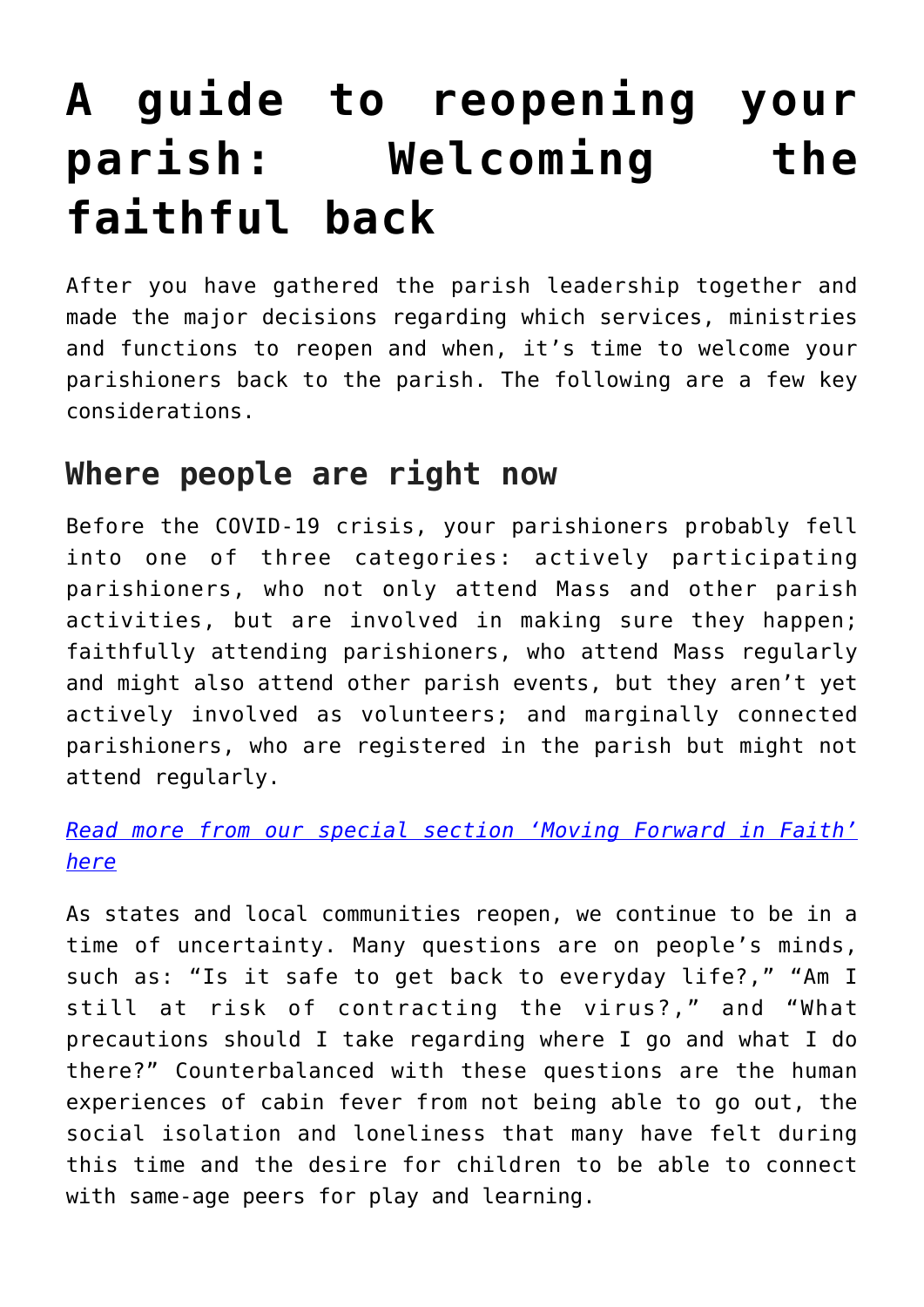# A guide to reopening your parish: Welcoming the faithful back

After you have gathered the parish leadership together and made the major decisions regarding which services, ministries and functions to reopen and when, it's time to welcome your parishioners back to the parish. The following are a few key considerations.

## Where people are right now

Before the COVID-19 crisis, your parishioners probably fell into one of three categories: actively participating parishioners, who not only attend Mass and other parish activities, but are involved in making sure they happen; faithfully attending parishioners, who attend Mass regularly and might also attend other parish events, but they aren't yet actively involved as volunteers; and marginally connected parishioners, who are registered in the parish but might not attend regularly.

*[Read more from our special section 'Moving Forward in Faith' here]()*

As states and local communities reopen, we continue to be in a time of uncertainty. Many questions are on people's minds, such as: "Is it safe to get back to everyday life?," "Am I still at risk of contracting the virus?," and "What precautions should I take regarding where I go and what I do there?" Counterbalanced with these questions are the human experiences of cabin fever from not being able to go out, the social isolation and loneliness that many have felt during this time and the desire for children to be able to connect with same-age peers for play and learning.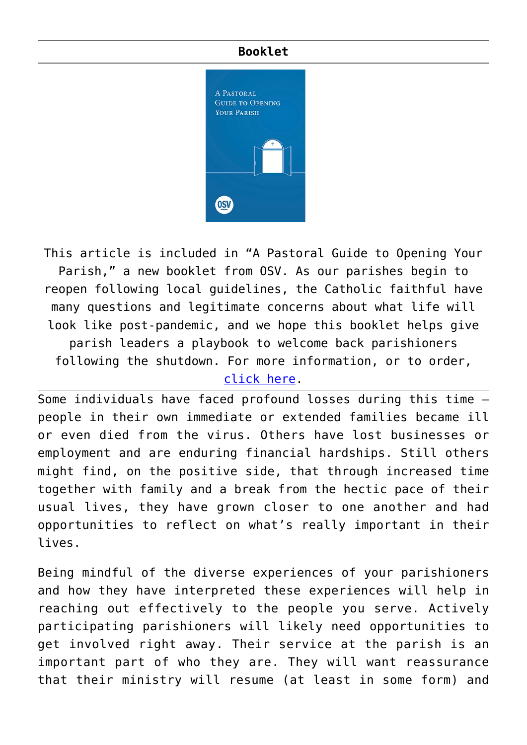| Booklet |
| --- |
| This article is included in “A Pastoral Guide to Opening Your Parish,” a new booklet from OSV. As our parishes begin to reopen following local guidelines, the Catholic faithful have many questions and legitimate concerns about what life will look like post-pandemic, and we hope this booklet helps give parish leaders a playbook to welcome back parishioners following the shutdown. For more information, or to order, [click here](). |

Some individuals have faced profound losses during this time — people in their own immediate or extended families became ill or even died from the virus. Others have lost businesses or employment and are enduring financial hardships. Still others might find, on the positive side, that through increased time together with family and a break from the hectic pace of their usual lives, they have grown closer to one another and had opportunities to reflect on what's really important in their lives.

Being mindful of the diverse experiences of your parishioners and how they have interpreted these experiences will help in reaching out effectively to the people you serve. Actively participating parishioners will likely need opportunities to get involved right away. Their service at the parish is an important part of who they are. They will want reassurance that their ministry will resume (at least in some form) and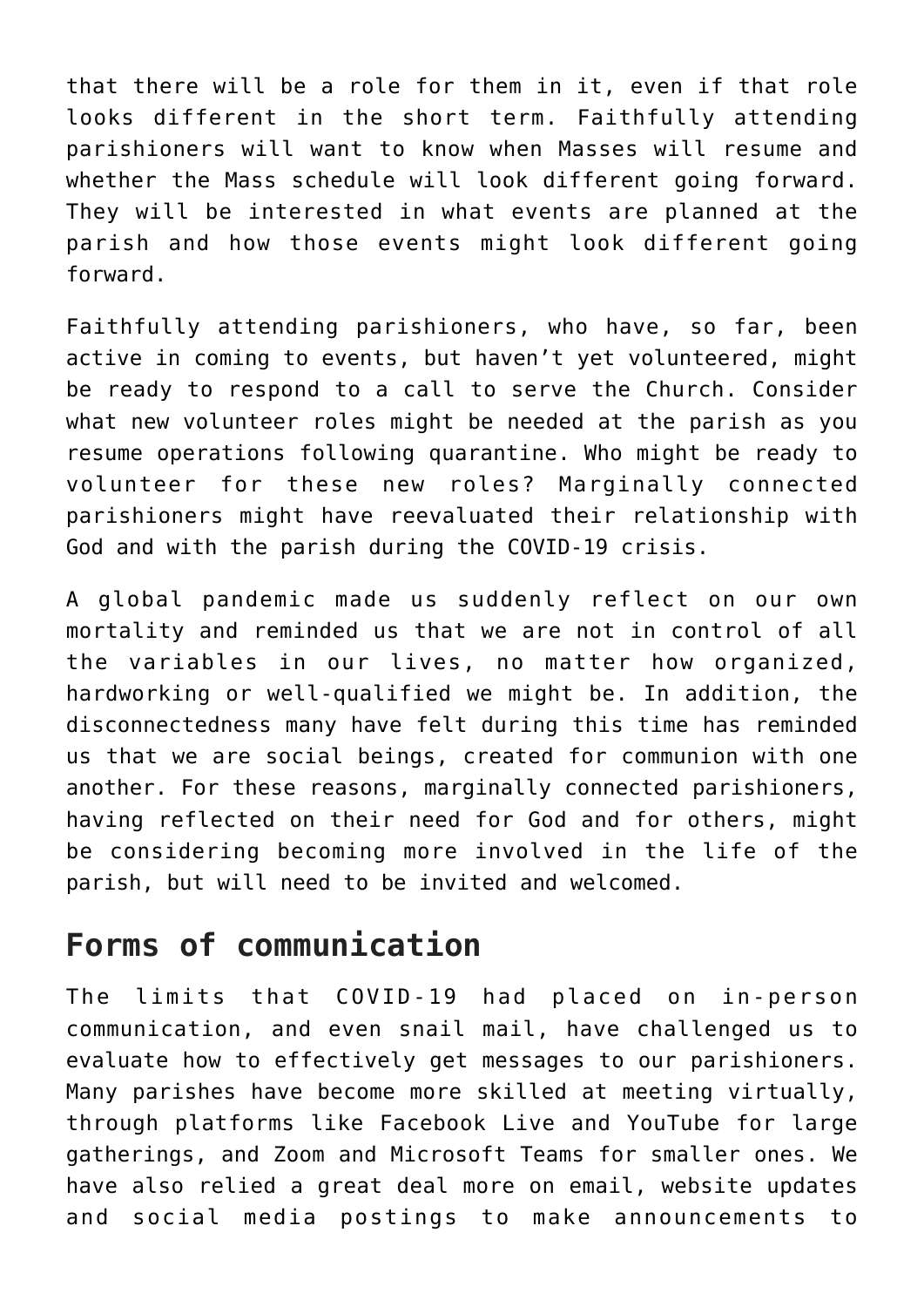that there will be a role for them in it, even if that role looks different in the short term. Faithfully attending parishioners will want to know when Masses will resume and whether the Mass schedule will look different going forward. They will be interested in what events are planned at the parish and how those events might look different going forward.

Faithfully attending parishioners, who have, so far, been active in coming to events, but haven't yet volunteered, might be ready to respond to a call to serve the Church. Consider what new volunteer roles might be needed at the parish as you resume operations following quarantine. Who might be ready to volunteer for these new roles? Marginally connected parishioners might have reevaluated their relationship with God and with the parish during the COVID-19 crisis.

A global pandemic made us suddenly reflect on our own mortality and reminded us that we are not in control of all the variables in our lives, no matter how organized, hardworking or well-qualified we might be. In addition, the disconnectedness many have felt during this time has reminded us that we are social beings, created for communion with one another. For these reasons, marginally connected parishioners, having reflected on their need for God and for others, might be considering becoming more involved in the life of the parish, but will need to be invited and welcomed.

## Forms of communication

The limits that COVID-19 had placed on in-person communication, and even snail mail, have challenged us to evaluate how to effectively get messages to our parishioners. Many parishes have become more skilled at meeting virtually, through platforms like Facebook Live and YouTube for large gatherings, and Zoom and Microsoft Teams for smaller ones. We have also relied a great deal more on email, website updates and social media postings to make announcements to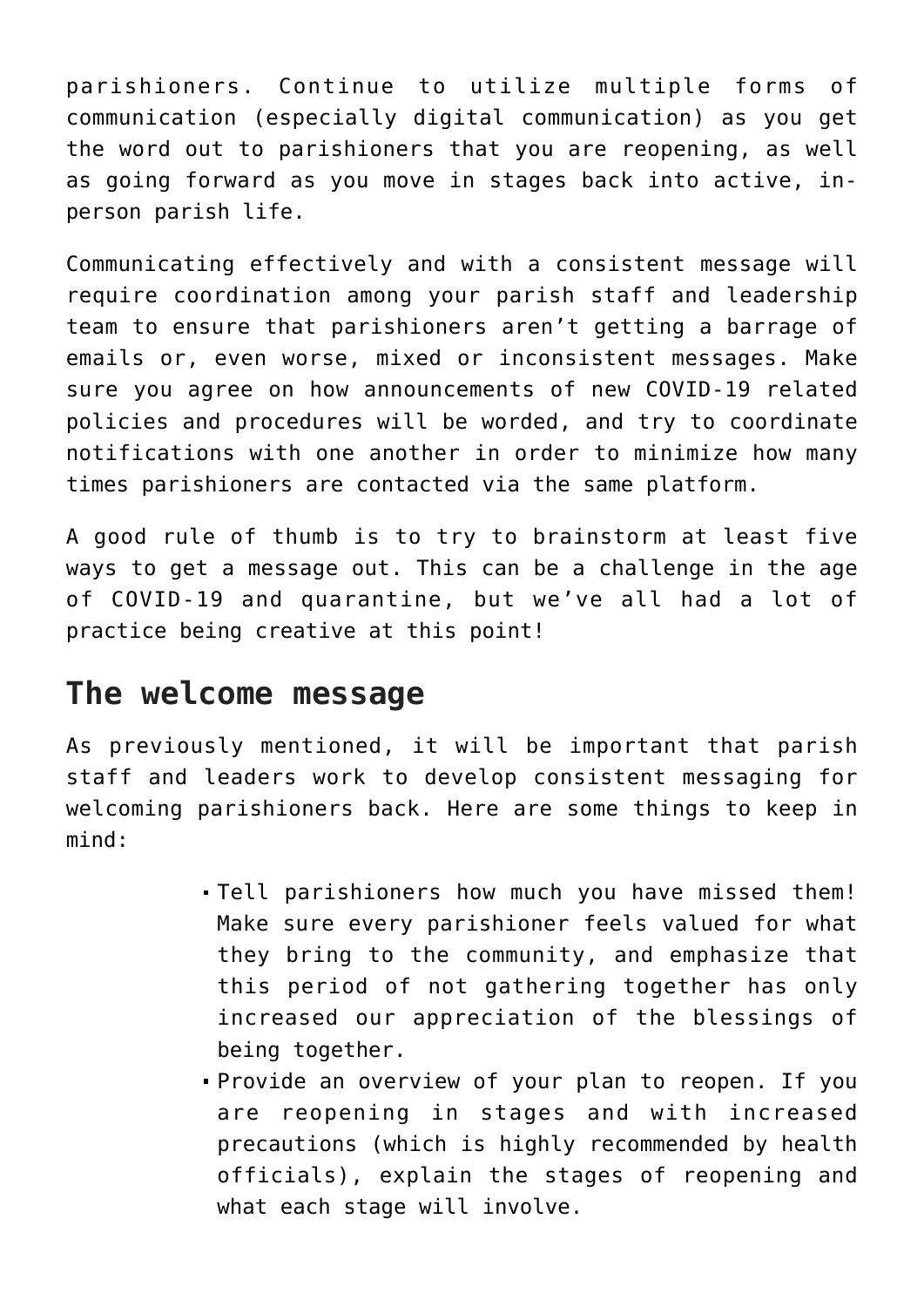parishioners. Continue to utilize multiple forms of communication (especially digital communication) as you get the word out to parishioners that you are reopening, as well as going forward as you move in stages back into active, in-person parish life.

Communicating effectively and with a consistent message will require coordination among your parish staff and leadership team to ensure that parishioners aren't getting a barrage of emails or, even worse, mixed or inconsistent messages. Make sure you agree on how announcements of new COVID-19 related policies and procedures will be worded, and try to coordinate notifications with one another in order to minimize how many times parishioners are contacted via the same platform.

A good rule of thumb is to try to brainstorm at least five ways to get a message out. This can be a challenge in the age of COVID-19 and quarantine, but we've all had a lot of practice being creative at this point!

## The welcome message

As previously mentioned, it will be important that parish staff and leaders work to develop consistent messaging for welcoming parishioners back. Here are some things to keep in mind:

- Tell parishioners how much you have missed them! Make sure every parishioner feels valued for what they bring to the community, and emphasize that this period of not gathering together has only increased our appreciation of the blessings of being together.
- Provide an overview of your plan to reopen. If you are reopening in stages and with increased precautions (which is highly recommended by health officials), explain the stages of reopening and what each stage will involve.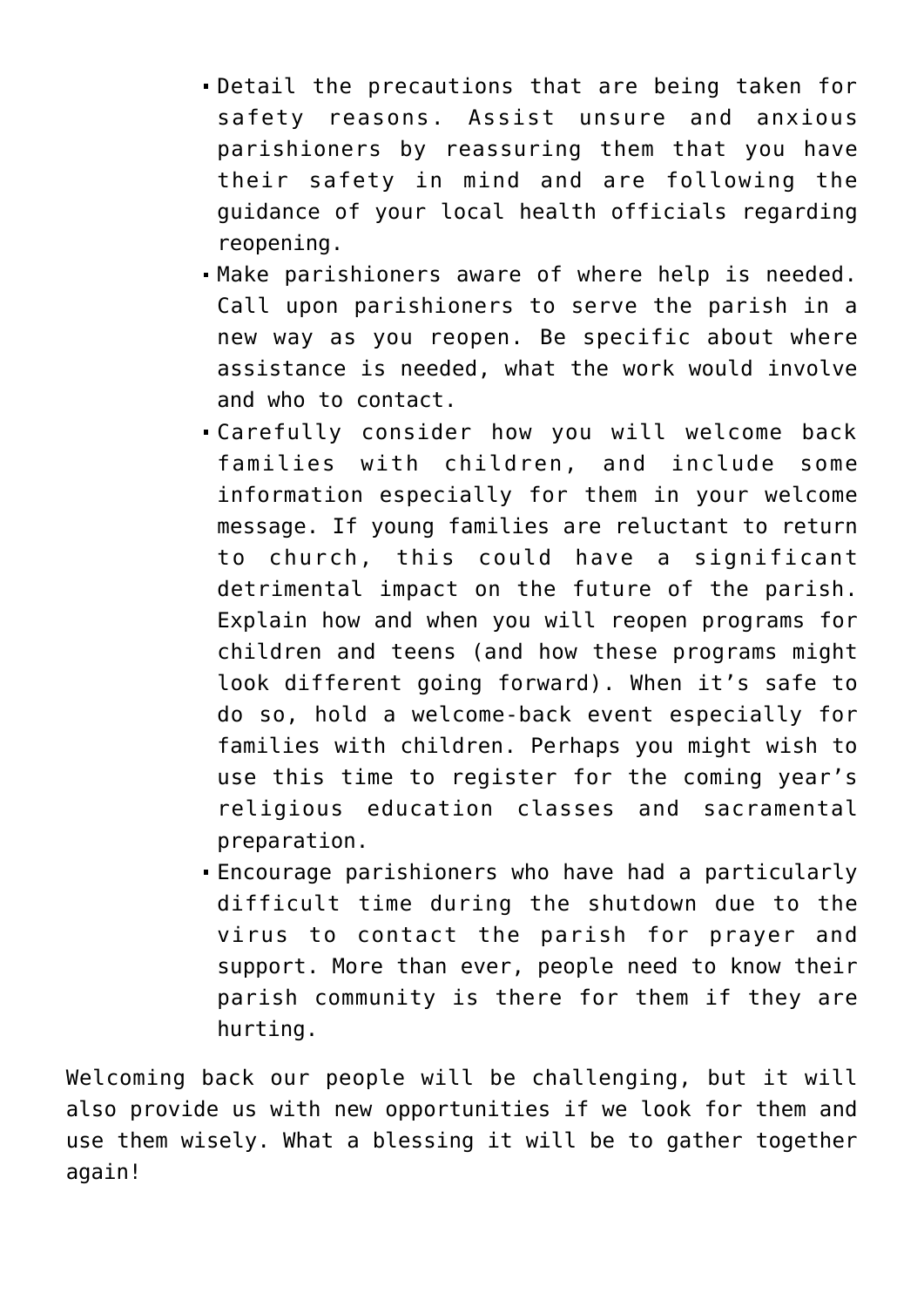- Detail the precautions that are being taken for safety reasons. Assist unsure and anxious parishioners by reassuring them that you have their safety in mind and are following the guidance of your local health officials regarding reopening.
- Make parishioners aware of where help is needed. Call upon parishioners to serve the parish in a new way as you reopen. Be specific about where assistance is needed, what the work would involve and who to contact.
- Carefully consider how you will welcome back families with children, and include some information especially for them in your welcome message. If young families are reluctant to return to church, this could have a significant detrimental impact on the future of the parish. Explain how and when you will reopen programs for children and teens (and how these programs might look different going forward). When it's safe to do so, hold a welcome-back event especially for families with children. Perhaps you might wish to use this time to register for the coming year's religious education classes and sacramental preparation.
- Encourage parishioners who have had a particularly difficult time during the shutdown due to the virus to contact the parish for prayer and support. More than ever, people need to know their parish community is there for them if they are hurting.

Welcoming back our people will be challenging, but it will also provide us with new opportunities if we look for them and use them wisely. What a blessing it will be to gather together again!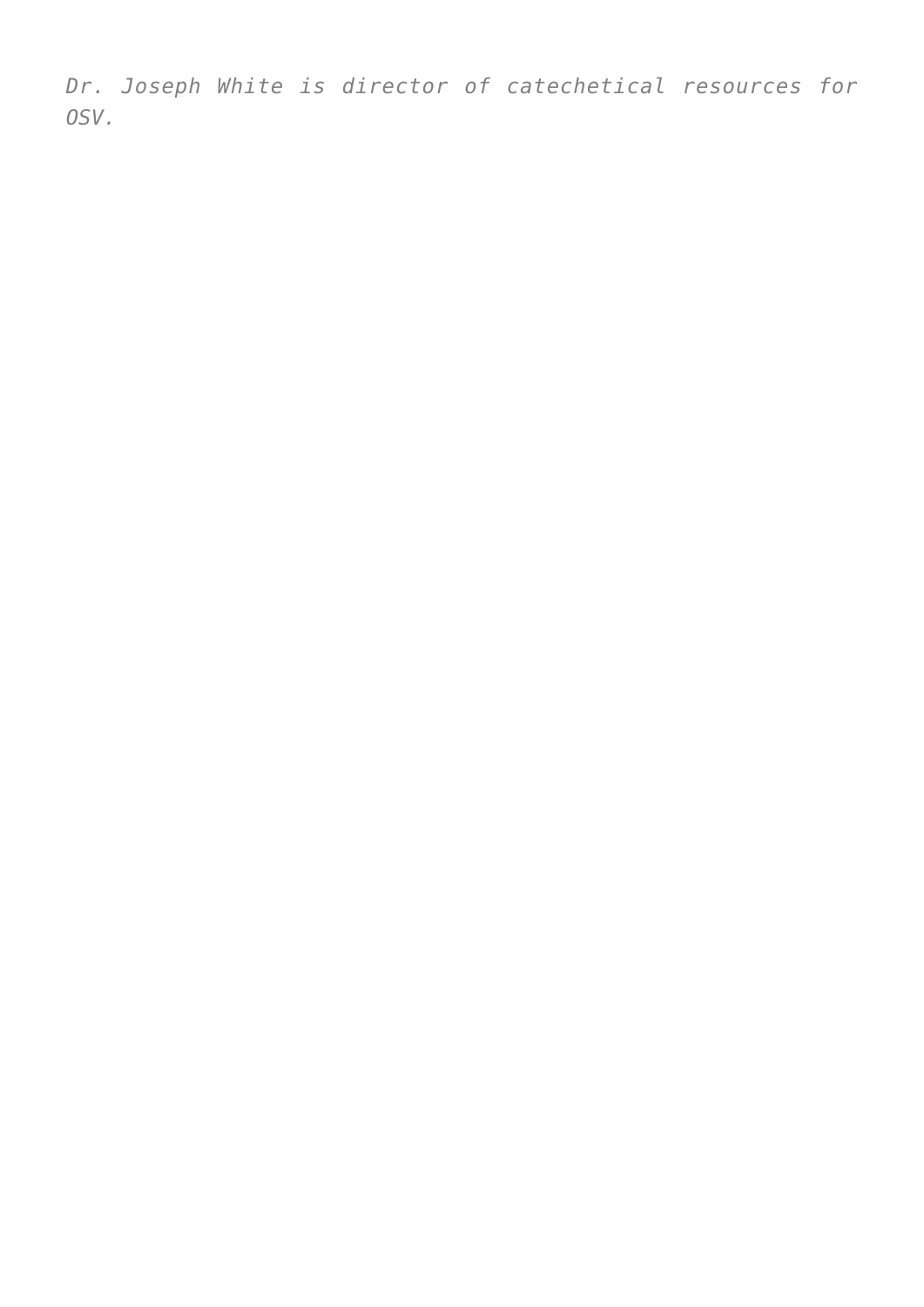*Dr. Joseph White is director of catechetical resources for OSV.*